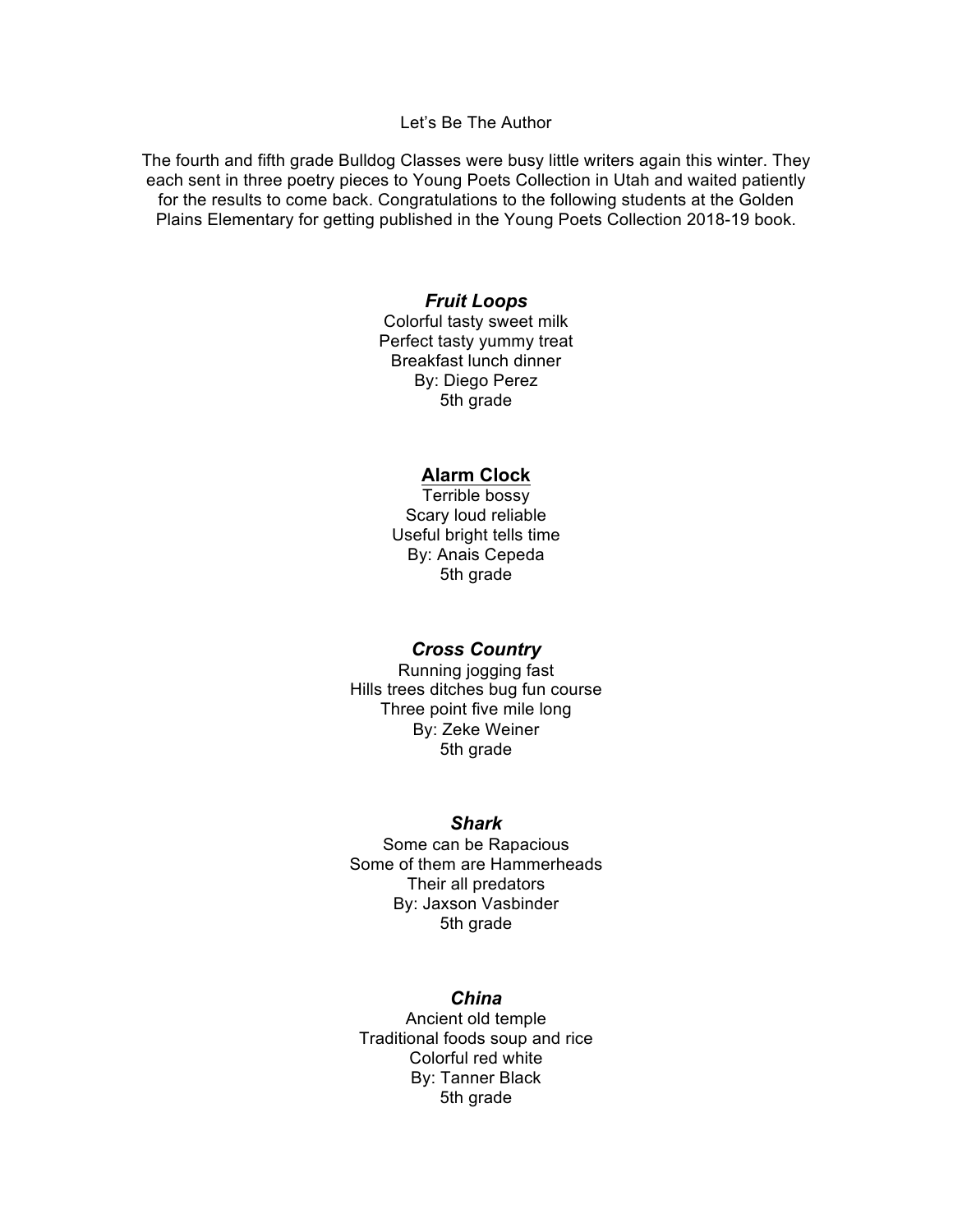Let's Be The Author

The fourth and fifth grade Bulldog Classes were busy little writers again this winter. They each sent in three poetry pieces to Young Poets Collection in Utah and waited patiently for the results to come back. Congratulations to the following students at the Golden Plains Elementary for getting published in the Young Poets Collection 2018-19 book.

***Fruit Loops***

Colorful tasty sweet milk
Perfect tasty yummy treat
Breakfast lunch dinner
By: Diego Perez
5th grade

**<u>Alarm Clock</u>**

Terrible bossy
Scary loud reliable
Useful bright tells time
By: Anais Cepeda
5th grade

***Cross Country***

Running jogging fast
Hills trees ditches bug fun course
Three point five mile long
By: Zeke Weiner
5th grade

***Shark***

Some can be Rapacious
Some of them are Hammerheads
Their all predators
By: Jaxson Vasbinder
5th grade

***China***

Ancient old temple
Traditional foods soup and rice
Colorful red white
By: Tanner Black
5th grade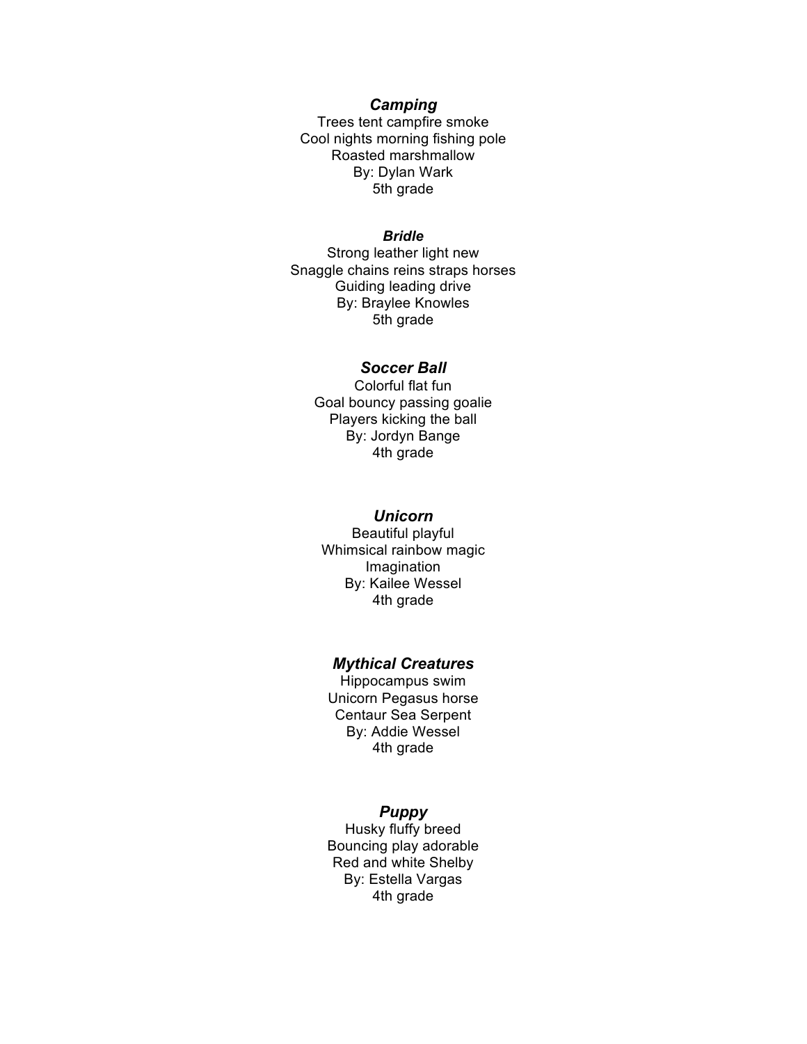***Camping***

Trees tent campfire smoke
Cool nights morning fishing pole
Roasted marshmallow
By: Dylan Wark
5th grade

***Bridle***

Strong leather light new
Snaggle chains reins straps horses
Guiding leading drive
By: Braylee Knowles
5th grade

***Soccer Ball***

Colorful flat fun
Goal bouncy passing goalie
Players kicking the ball
By: Jordyn Bange
4th grade

***Unicorn***

Beautiful playful
Whimsical rainbow magic
Imagination
By: Kailee Wessel
4th grade

***Mythical Creatures***

Hippocampus swim
Unicorn Pegasus horse
Centaur Sea Serpent
By: Addie Wessel
4th grade

***Puppy***

Husky fluffy breed
Bouncing play adorable
Red and white Shelby
By: Estella Vargas
4th grade